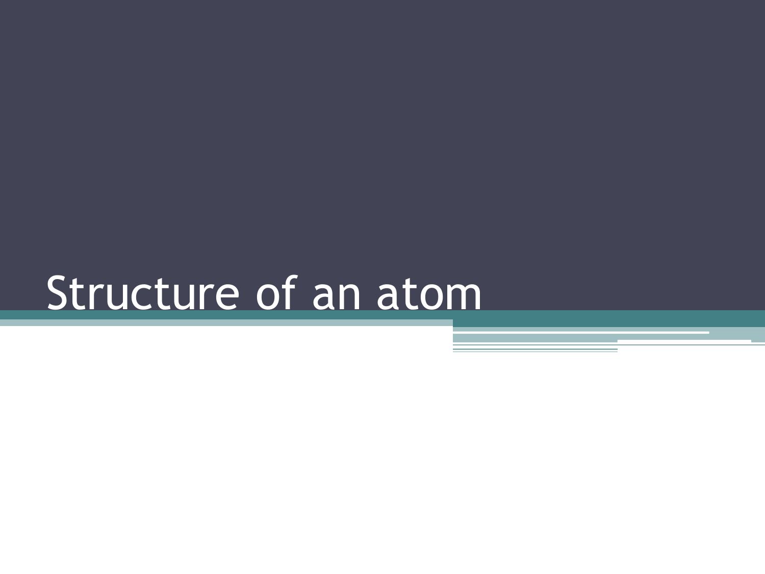# Structure of an atom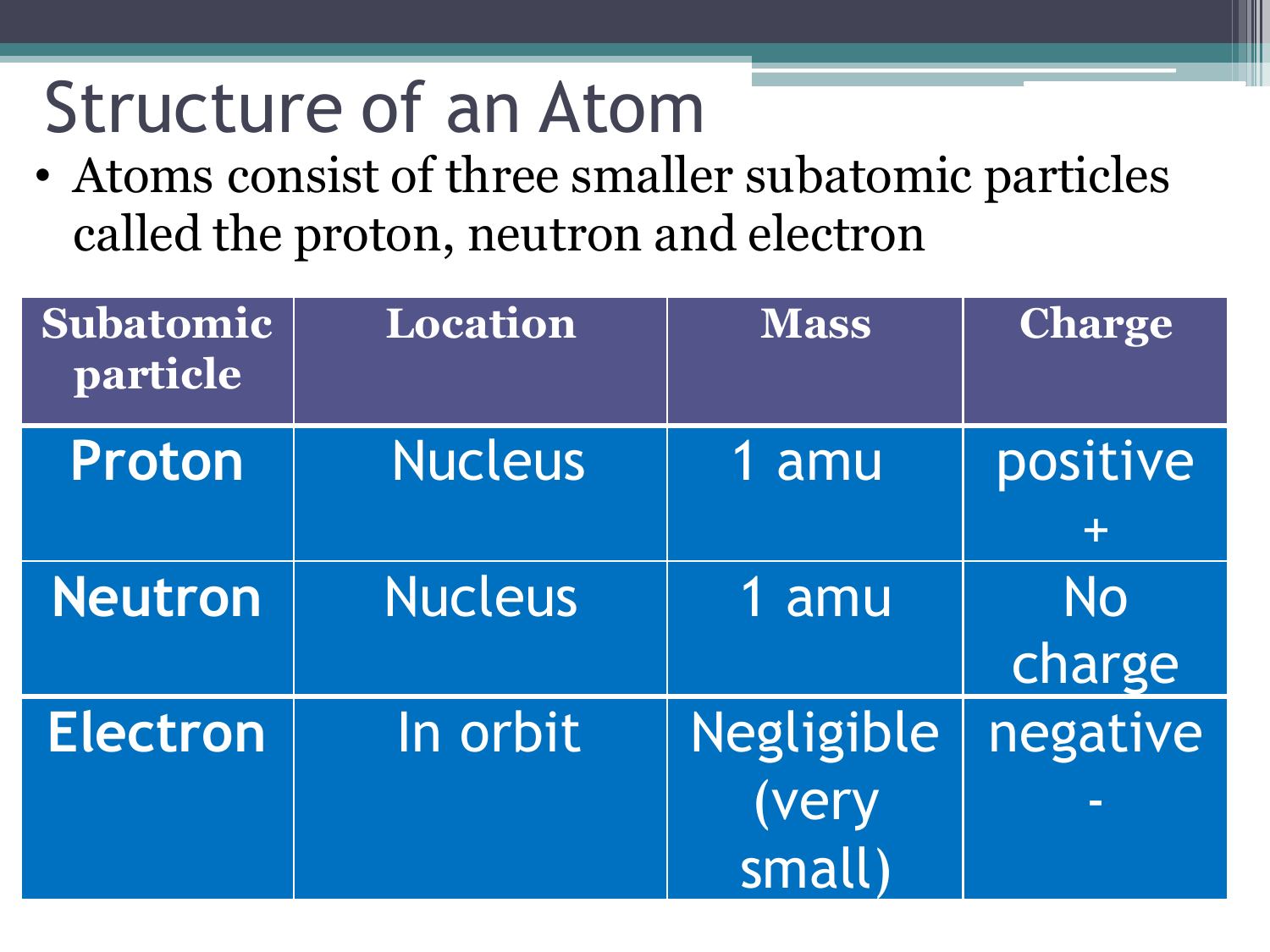# Structure of an Atom

- Atoms consist of three smaller subatomic particles called the proton, neutron and electron

| Subatomic particle | Location | Mass | Charge |
|---|---|---|---|
| **Proton** | Nucleus | 1 amu | positive + |
| **Neutron** | Nucleus | 1 amu | No charge |
| **Electron** | In orbit | Negligible (very small) | negative - |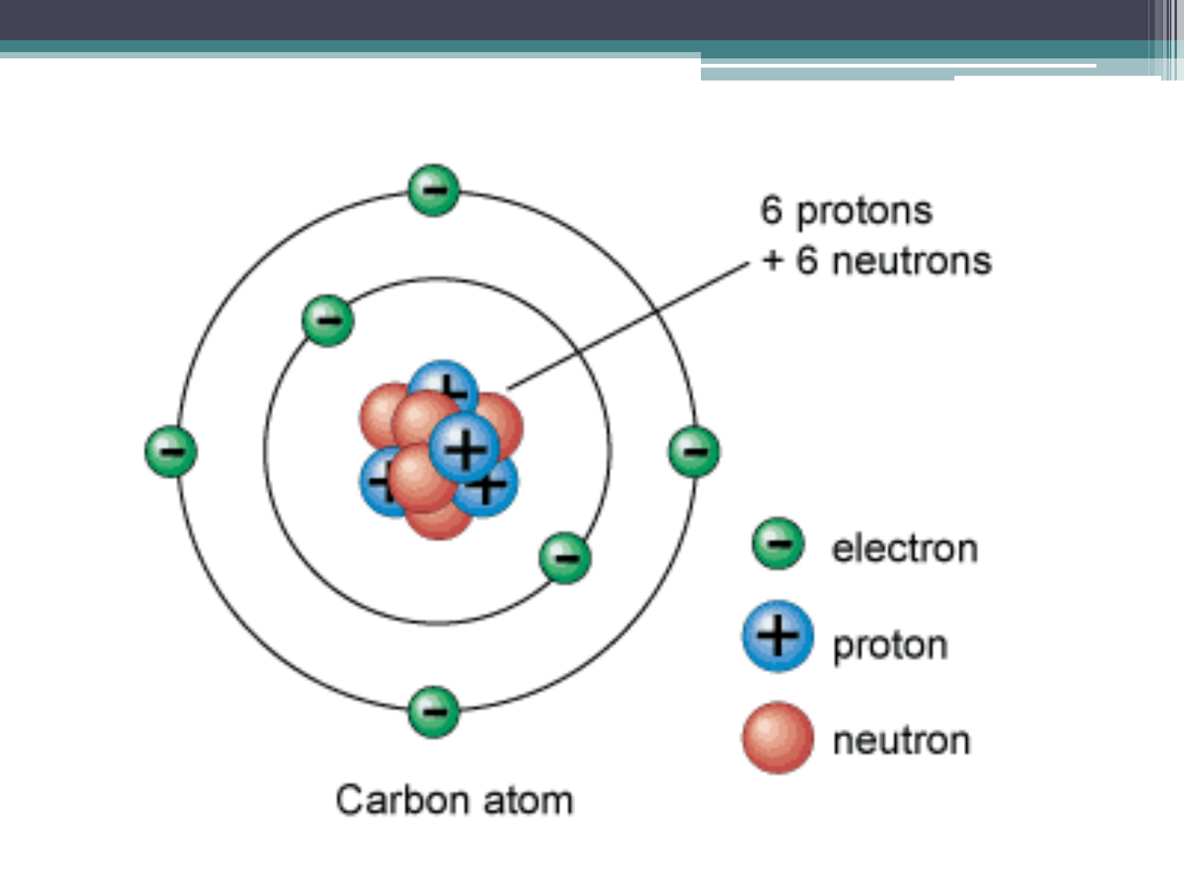6 protons
+ 6 neutrons

electron

proton

neutron

Carbon atom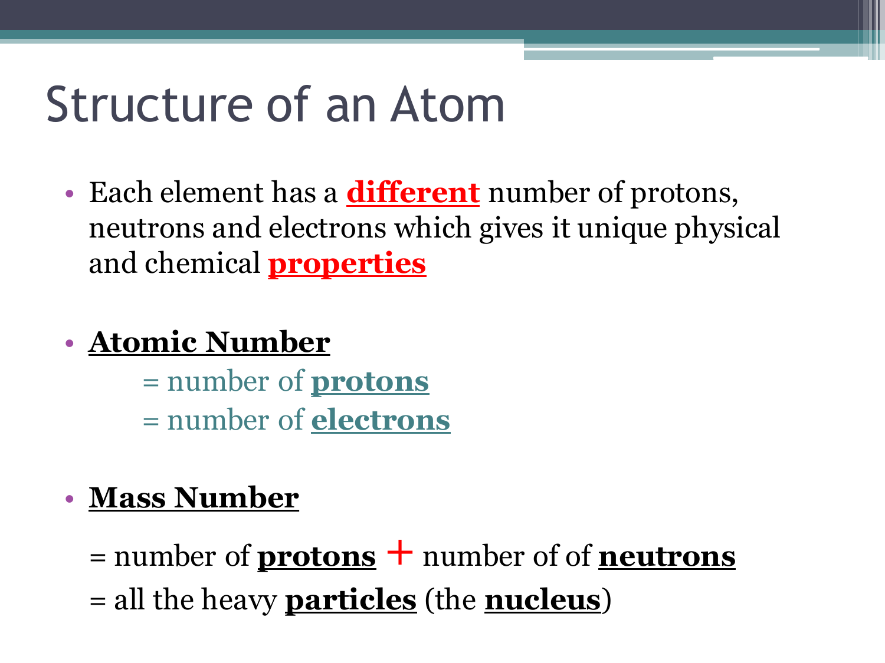# Structure of an Atom

- Each element has a **different** number of protons, neutrons and electrons which gives it unique physical and chemical **properties**

- **Atomic Number**

  = number of **protons**

  = number of **electrons**

- **Mass Number**

  = number of **protons** + number of of **neutrons**

  = all the heavy **particles** (the **nucleus**)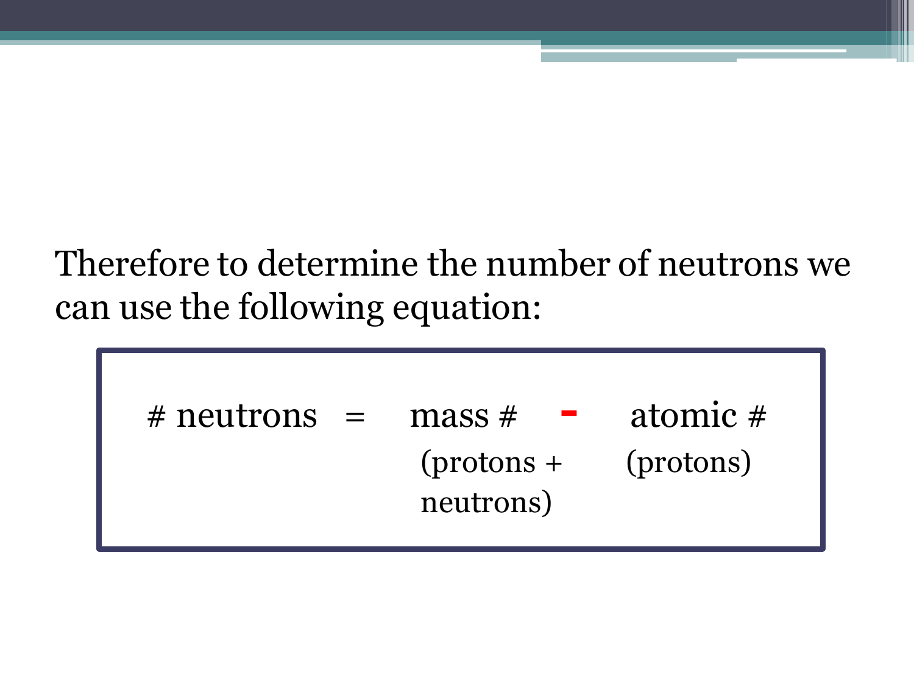Therefore to determine the number of neutrons we can use the following equation:

| # neutrons | = | mass # | - | atomic # |
|---|---|---|---|---|
| | | (protons + neutrons) | | (protons) |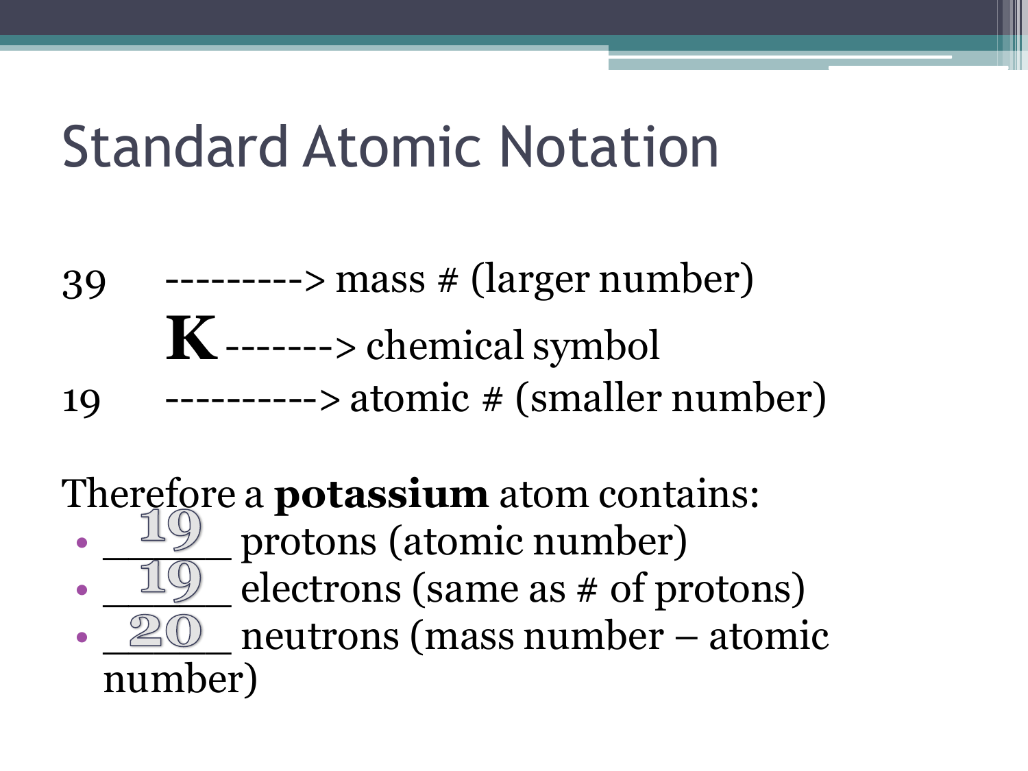# Standard Atomic Notation

39 ---------> mass # (larger number)

**K** -------> chemical symbol

19 ----------> atomic # (smaller number)

Therefore a **potassium** atom contains:

- \_\_19\_\_ protons (atomic number)
- \_\_19\_\_ electrons (same as # of protons)
- \_\_20\_\_ neutrons (mass number – atomic number)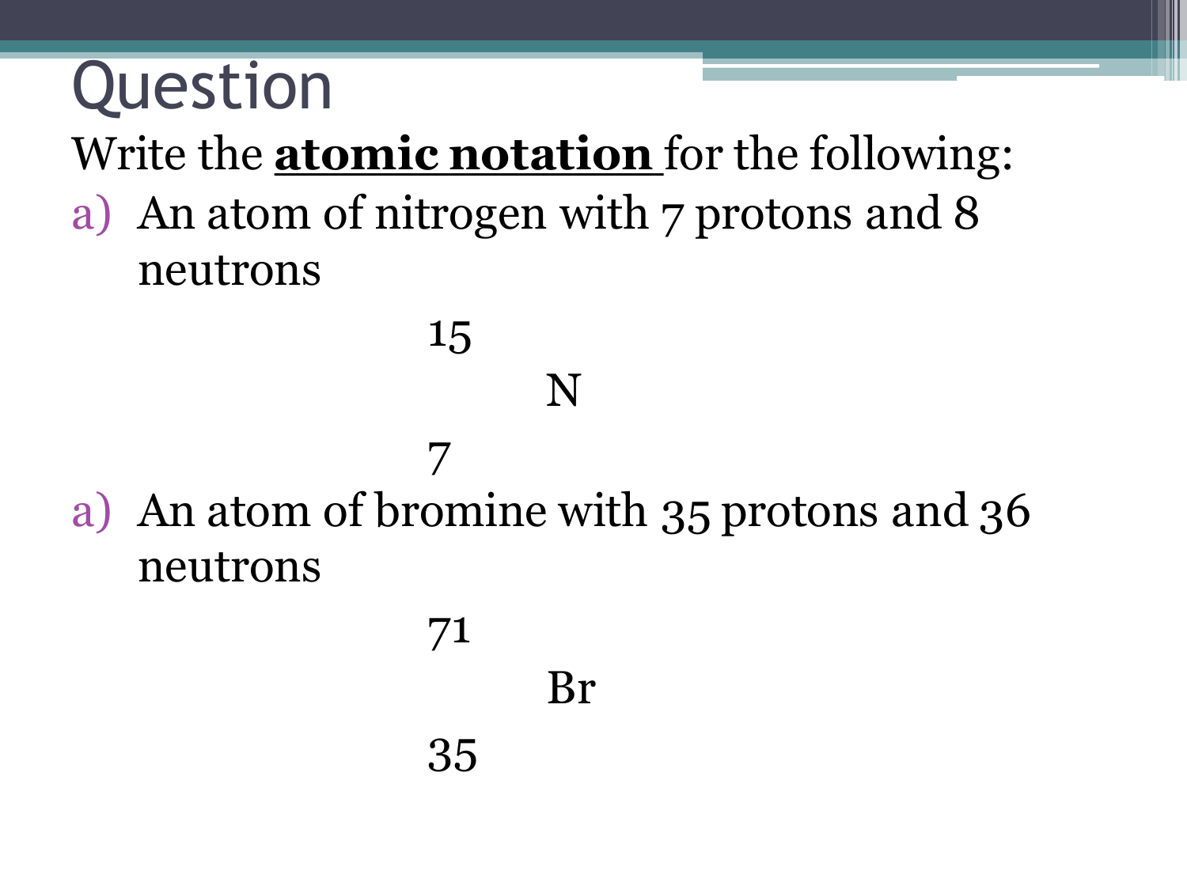# Question

Write the **atomic notation** for the following:

a) An atom of nitrogen with 7 protons and 8 neutrons

$$^{15}_{7}\text{N}$$

a) An atom of bromine with 35 protons and 36 neutrons

$$^{71}_{35}\text{Br}$$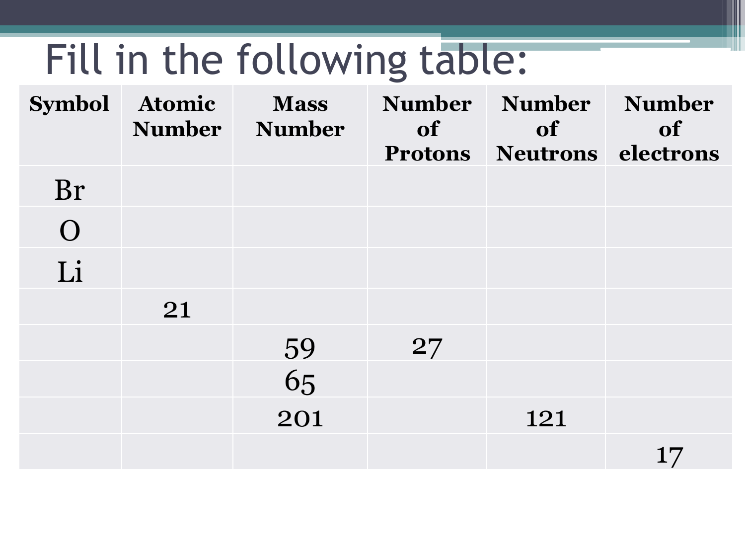# Fill in the following table:

| Symbol | Atomic Number | Mass Number | Number of Protons | Number of Neutrons | Number of electrons |
|---|---|---|---|---|---|
| Br | | | | | |
| O | | | | | |
| Li | | | | | |
| | 21 | | | | |
| | | 59 | 27 | | |
| | | 65 | | | |
| | | 201 | | 121 | |
| | | | | | 17 |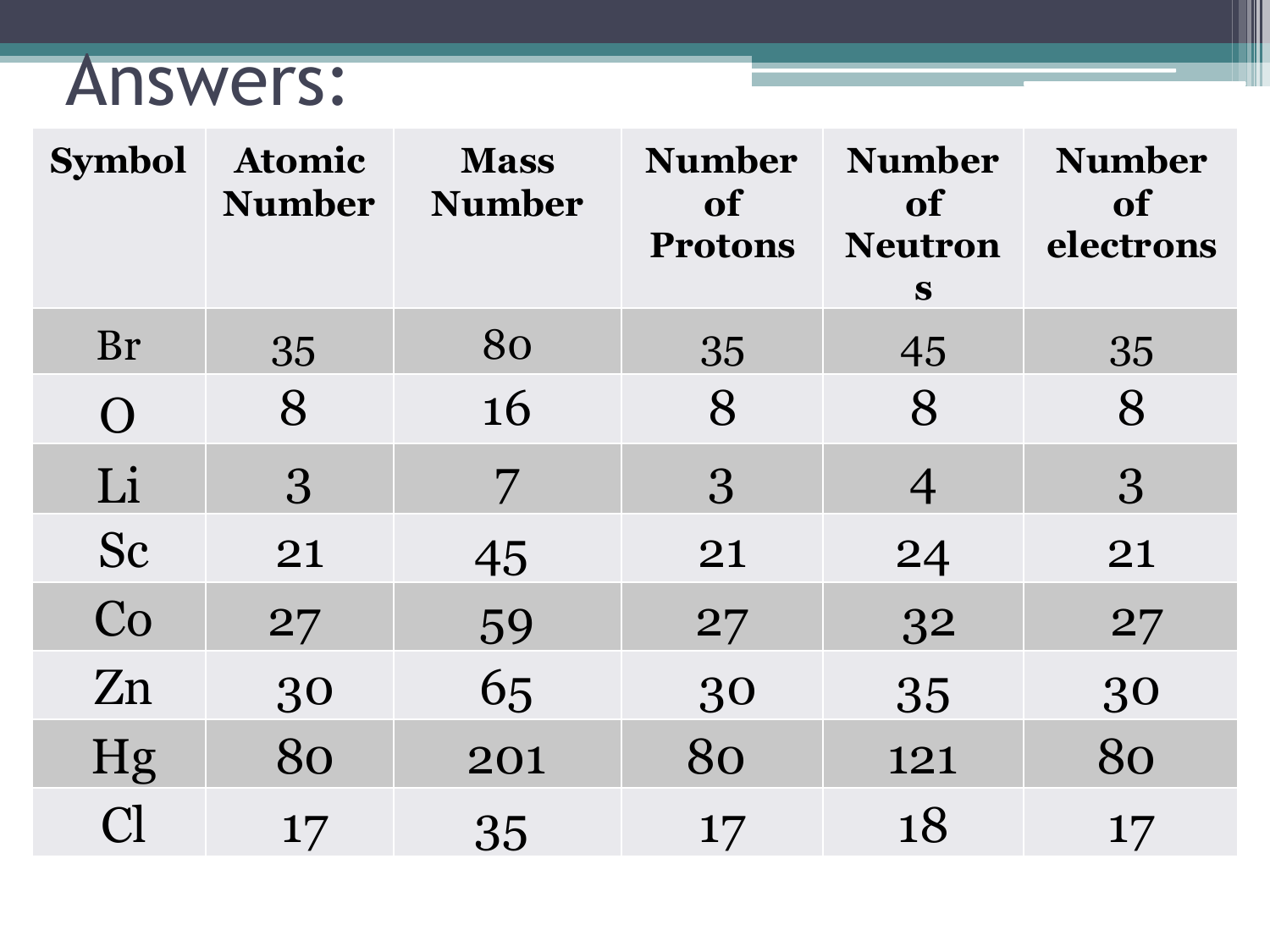# Answers:

| Symbol | Atomic Number | Mass Number | Number of Protons | Number of Neutrons | Number of electrons |
|---|---|---|---|---|---|
| Br | 35 | 80 | 35 | 45 | 35 |
| O | 8 | 16 | 8 | 8 | 8 |
| Li | 3 | 7 | 3 | 4 | 3 |
| Sc | 21 | 45 | 21 | 24 | 21 |
| Co | 27 | 59 | 27 | 32 | 27 |
| Zn | 30 | 65 | 30 | 35 | 30 |
| Hg | 80 | 201 | 80 | 121 | 80 |
| Cl | 17 | 35 | 17 | 18 | 17 |